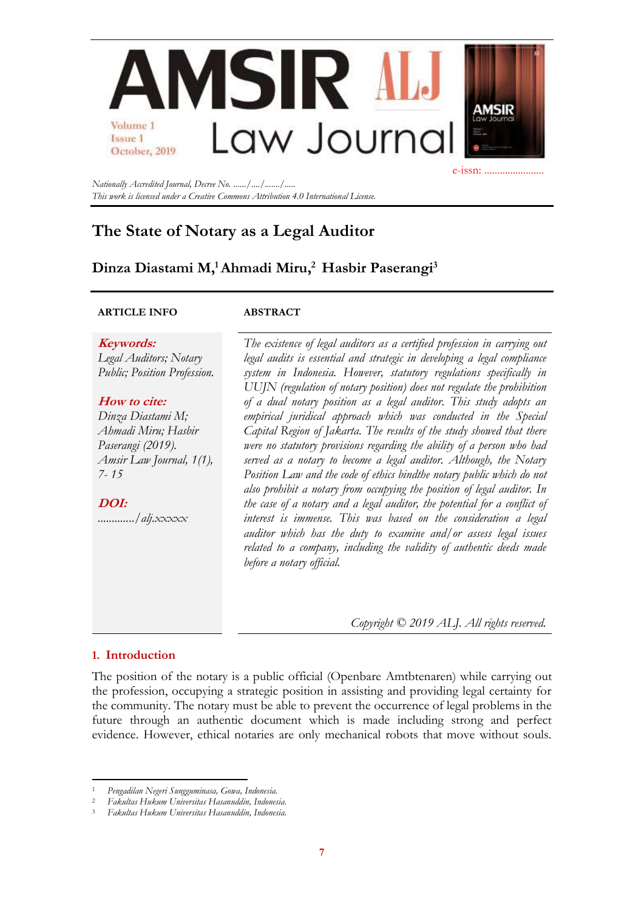Nationally Accredited Journal, Decree No. ....../..../......./.....
This work is licensed under a Creative Commons Attribution 4.0 International License.

e-issn: .......................

# The State of Notary as a Legal Auditor

**Dinza Diastami M,[1] Ahmadi Miru,[2] Hasbir Paserangi[3]**

**ARTICLE INFO**

***Keywords:***
*Legal Auditors; Notary Public; Position Profession.*

***How to cite:***
*Dinza Diastami M; Ahmadi Miru; Hasbir Paserangi (2019). Amsir Law Journal, 1(1), 7- 15*

***DOI:***
*............/alj.xxxxx*

**ABSTRACT**

*The existence of legal auditors as a certified profession in carrying out legal audits is essential and strategic in developing a legal compliance system in Indonesia. However, statutory regulations specifically in UUJN (regulation of notary position) does not regulate the prohibition of a dual notary position as a legal auditor. This study adopts an empirical juridical approach which was conducted in the Special Capital Region of Jakarta. The results of the study showed that there were no statutory provisions regarding the ability of a person who had served as a notary to become a legal auditor. Although, the Notary Position Law and the code of ethics bindthe notary public which do not also prohibit a notary from occupying the position of legal auditor. In the case of a notary and a legal auditor, the potential for a conflict of interest is immense. This was based on the consideration a legal auditor which has the duty to examine and/or assess legal issues related to a company, including the validity of authentic deeds made before a notary official.*

*Copyright © 2019 ALJ. All rights reserved.*

## 1. Introduction

The position of the notary is a public official (Openbare Amtbtenaren) while carrying out the profession, occupying a strategic position in assisting and providing legal certainty for the community. The notary must be able to prevent the occurrence of legal problems in the future through an authentic document which is made including strong and perfect evidence. However, ethical notaries are only mechanical robots that move without souls.

---

[1] *Pengadilan Negeri Sungguminasa, Gowa, Indonesia.*
[2] *Fakultas Hukum Universitas Hasanuddin, Indonesia.*
[3] *Fakultas Hukum Universitas Hasanuddin, Indonesia.*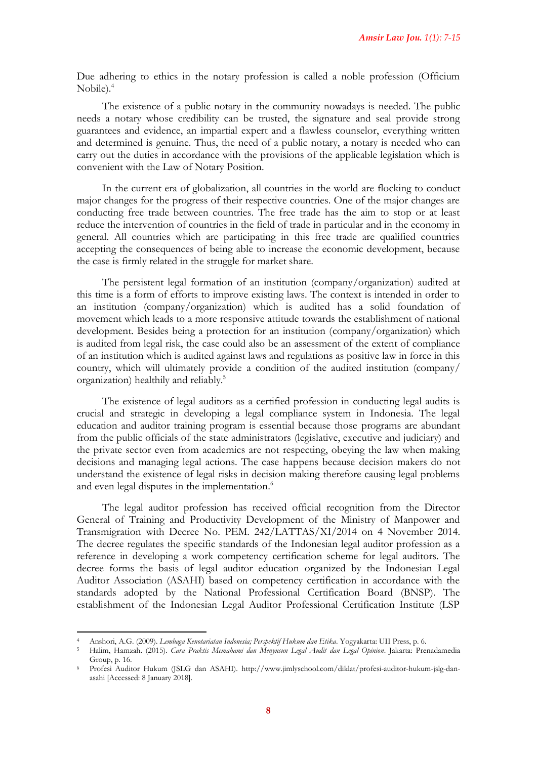Due adhering to ethics in the notary profession is called a noble profession (Officium Nobile).[4]

The existence of a public notary in the community nowadays is needed. The public needs a notary whose credibility can be trusted, the signature and seal provide strong guarantees and evidence, an impartial expert and a flawless counselor, everything written and determined is genuine. Thus, the need of a public notary, a notary is needed who can carry out the duties in accordance with the provisions of the applicable legislation which is convenient with the Law of Notary Position.

In the current era of globalization, all countries in the world are flocking to conduct major changes for the progress of their respective countries. One of the major changes are conducting free trade between countries. The free trade has the aim to stop or at least reduce the intervention of countries in the field of trade in particular and in the economy in general. All countries which are participating in this free trade are qualified countries accepting the consequences of being able to increase the economic development, because the case is firmly related in the struggle for market share.

The persistent legal formation of an institution (company/organization) audited at this time is a form of efforts to improve existing laws. The context is intended in order to an institution (company/organization) which is audited has a solid foundation of movement which leads to a more responsive attitude towards the establishment of national development. Besides being a protection for an institution (company/organization) which is audited from legal risk, the case could also be an assessment of the extent of compliance of an institution which is audited against laws and regulations as positive law in force in this country, which will ultimately provide a condition of the audited institution (company/ organization) healthily and reliably.[5]

The existence of legal auditors as a certified profession in conducting legal audits is crucial and strategic in developing a legal compliance system in Indonesia. The legal education and auditor training program is essential because those programs are abundant from the public officials of the state administrators (legislative, executive and judiciary) and the private sector even from academics are not respecting, obeying the law when making decisions and managing legal actions. The case happens because decision makers do not understand the existence of legal risks in decision making therefore causing legal problems and even legal disputes in the implementation.[6]

The legal auditor profession has received official recognition from the Director General of Training and Productivity Development of the Ministry of Manpower and Transmigration with Decree No. PEM. 242/LATTAS/XI/2014 on 4 November 2014. The decree regulates the specific standards of the Indonesian legal auditor profession as a reference in developing a work competency certification scheme for legal auditors. The decree forms the basis of legal auditor education organized by the Indonesian Legal Auditor Association (ASAHI) based on competency certification in accordance with the standards adopted by the National Professional Certification Board (BNSP). The establishment of the Indonesian Legal Auditor Professional Certification Institute (LSP

---

[4] Anshori, A.G. (2009). *Lembaga Kenotariatan Indonesia; Perspektif Hukum dan Etika*. Yogyakarta: UII Press, p. 6.

[5] Halim, Hamzah. (2015). *Cara Praktis Memahami dan Menyusun Legal Audit dan Legal Opinion*. Jakarta: Prenadamedia Group, p. 16.

[6] Profesi Auditor Hukum (JSLG dan ASAHI). http://www.jimlyschool.com/diklat/profesi-auditor-hukum-jslg-dan-asahi [Accessed: 8 January 2018].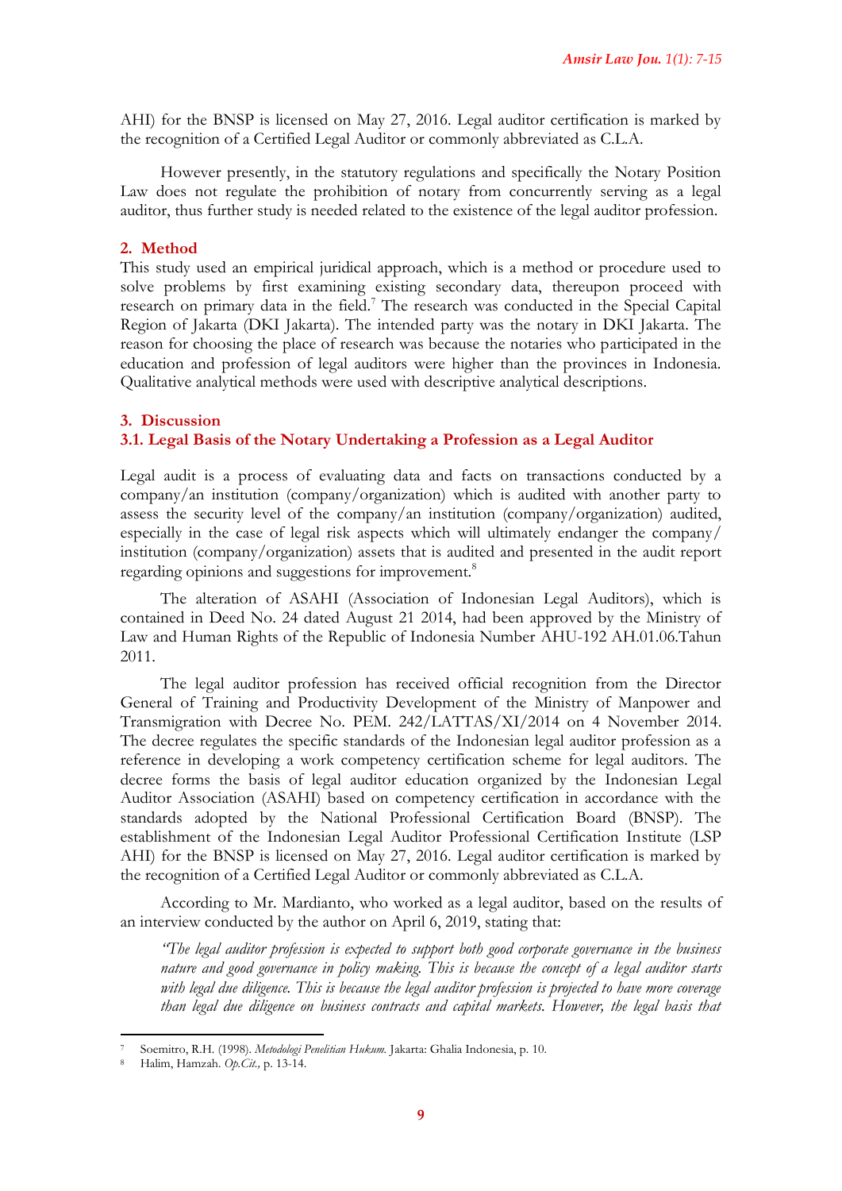AHI) for the BNSP is licensed on May 27, 2016. Legal auditor certification is marked by the recognition of a Certified Legal Auditor or commonly abbreviated as C.L.A.

However presently, in the statutory regulations and specifically the Notary Position Law does not regulate the prohibition of notary from concurrently serving as a legal auditor, thus further study is needed related to the existence of the legal auditor profession.

## 2. Method

This study used an empirical juridical approach, which is a method or procedure used to solve problems by first examining existing secondary data, thereupon proceed with research on primary data in the field.[7] The research was conducted in the Special Capital Region of Jakarta (DKI Jakarta). The intended party was the notary in DKI Jakarta. The reason for choosing the place of research was because the notaries who participated in the education and profession of legal auditors were higher than the provinces in Indonesia. Qualitative analytical methods were used with descriptive analytical descriptions.

## 3. Discussion

### 3.1. Legal Basis of the Notary Undertaking a Profession as a Legal Auditor

Legal audit is a process of evaluating data and facts on transactions conducted by a company/an institution (company/organization) which is audited with another party to assess the security level of the company/an institution (company/organization) audited, especially in the case of legal risk aspects which will ultimately endanger the company/ institution (company/organization) assets that is audited and presented in the audit report regarding opinions and suggestions for improvement.[8]

The alteration of ASAHI (Association of Indonesian Legal Auditors), which is contained in Deed No. 24 dated August 21 2014, had been approved by the Ministry of Law and Human Rights of the Republic of Indonesia Number AHU-192 AH.01.06.Tahun 2011.

The legal auditor profession has received official recognition from the Director General of Training and Productivity Development of the Ministry of Manpower and Transmigration with Decree No. PEM. 242/LATTAS/XI/2014 on 4 November 2014. The decree regulates the specific standards of the Indonesian legal auditor profession as a reference in developing a work competency certification scheme for legal auditors. The decree forms the basis of legal auditor education organized by the Indonesian Legal Auditor Association (ASAHI) based on competency certification in accordance with the standards adopted by the National Professional Certification Board (BNSP). The establishment of the Indonesian Legal Auditor Professional Certification Institute (LSP AHI) for the BNSP is licensed on May 27, 2016. Legal auditor certification is marked by the recognition of a Certified Legal Auditor or commonly abbreviated as C.L.A.

According to Mr. Mardianto, who worked as a legal auditor, based on the results of an interview conducted by the author on April 6, 2019, stating that:

> *"The legal auditor profession is expected to support both good corporate governance in the business nature and good governance in policy making. This is because the concept of a legal auditor starts with legal due diligence. This is because the legal auditor profession is projected to have more coverage than legal due diligence on business contracts and capital markets. However, the legal basis that*

---

[7] Soemitro, R.H. (1998). *Metodologi Penelitian Hukum*. Jakarta: Ghalia Indonesia, p. 10.

[8] Halim, Hamzah. *Op.Cit.*, p. 13-14.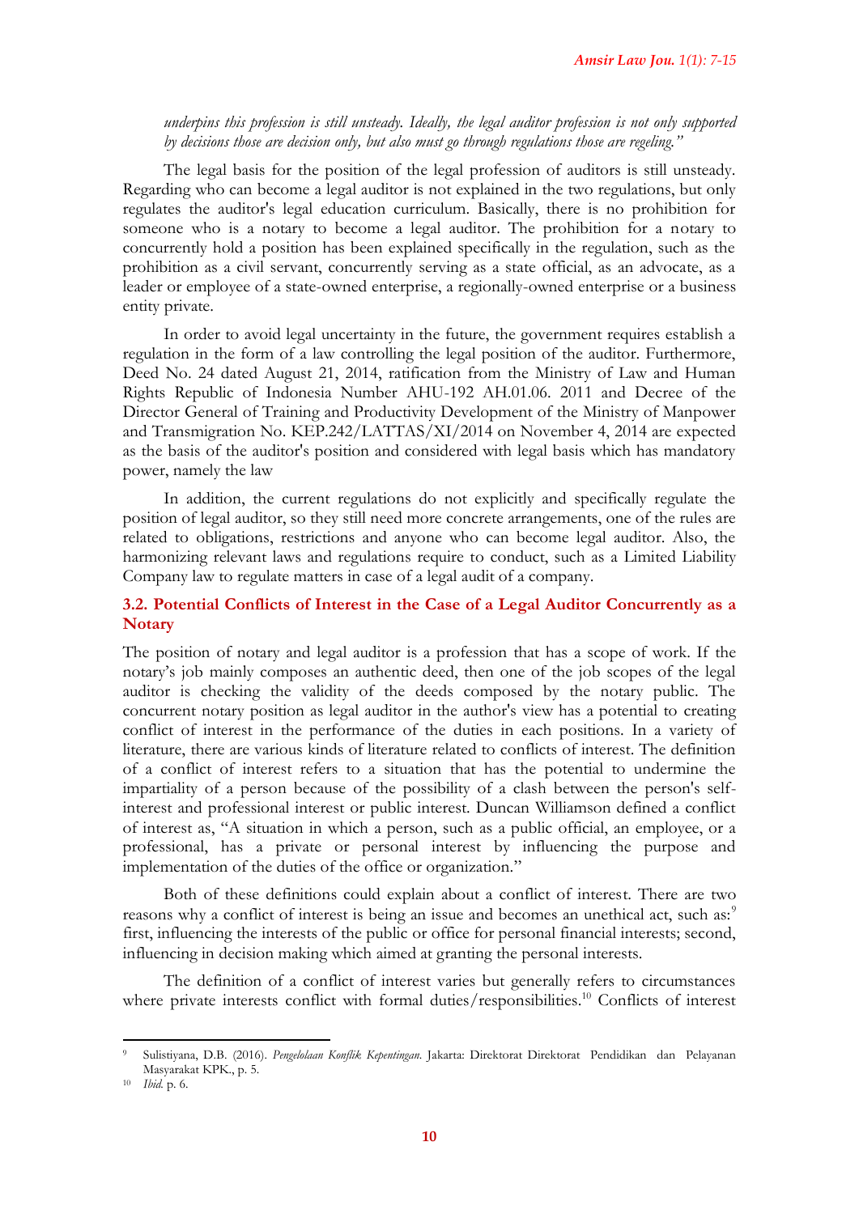*underpins this profession is still unsteady. Ideally, the legal auditor profession is not only supported by decisions those are decision only, but also must go through regulations those are regeling."*

The legal basis for the position of the legal profession of auditors is still unsteady. Regarding who can become a legal auditor is not explained in the two regulations, but only regulates the auditor's legal education curriculum. Basically, there is no prohibition for someone who is a notary to become a legal auditor. The prohibition for a notary to concurrently hold a position has been explained specifically in the regulation, such as the prohibition as a civil servant, concurrently serving as a state official, as an advocate, as a leader or employee of a state-owned enterprise, a regionally-owned enterprise or a business entity private.

In order to avoid legal uncertainty in the future, the government requires establish a regulation in the form of a law controlling the legal position of the auditor. Furthermore, Deed No. 24 dated August 21, 2014, ratification from the Ministry of Law and Human Rights Republic of Indonesia Number AHU-192 AH.01.06. 2011 and Decree of the Director General of Training and Productivity Development of the Ministry of Manpower and Transmigration No. KEP.242/LATTAS/XI/2014 on November 4, 2014 are expected as the basis of the auditor's position and considered with legal basis which has mandatory power, namely the law

In addition, the current regulations do not explicitly and specifically regulate the position of legal auditor, so they still need more concrete arrangements, one of the rules are related to obligations, restrictions and anyone who can become legal auditor. Also, the harmonizing relevant laws and regulations require to conduct, such as a Limited Liability Company law to regulate matters in case of a legal audit of a company.

### 3.2. Potential Conflicts of Interest in the Case of a Legal Auditor Concurrently as a Notary

The position of notary and legal auditor is a profession that has a scope of work. If the notary's job mainly composes an authentic deed, then one of the job scopes of the legal auditor is checking the validity of the deeds composed by the notary public. The concurrent notary position as legal auditor in the author's view has a potential to creating conflict of interest in the performance of the duties in each positions. In a variety of literature, there are various kinds of literature related to conflicts of interest. The definition of a conflict of interest refers to a situation that has the potential to undermine the impartiality of a person because of the possibility of a clash between the person's self-interest and professional interest or public interest. Duncan Williamson defined a conflict of interest as, "A situation in which a person, such as a public official, an employee, or a professional, has a private or personal interest by influencing the purpose and implementation of the duties of the office or organization."

Both of these definitions could explain about a conflict of interest. There are two reasons why a conflict of interest is being an issue and becomes an unethical act, such as:[9] first, influencing the interests of the public or office for personal financial interests; second, influencing in decision making which aimed at granting the personal interests.

The definition of a conflict of interest varies but generally refers to circumstances where private interests conflict with formal duties/responsibilities.[10] Conflicts of interest

---

[9] Sulistiyana, D.B. (2016). *Pengelolaan Konflik Kepentingan*. Jakarta: Direktorat Direktorat Pendidikan dan Pelayanan Masyarakat KPK., p. 5.

[10] *Ibid.* p. 6.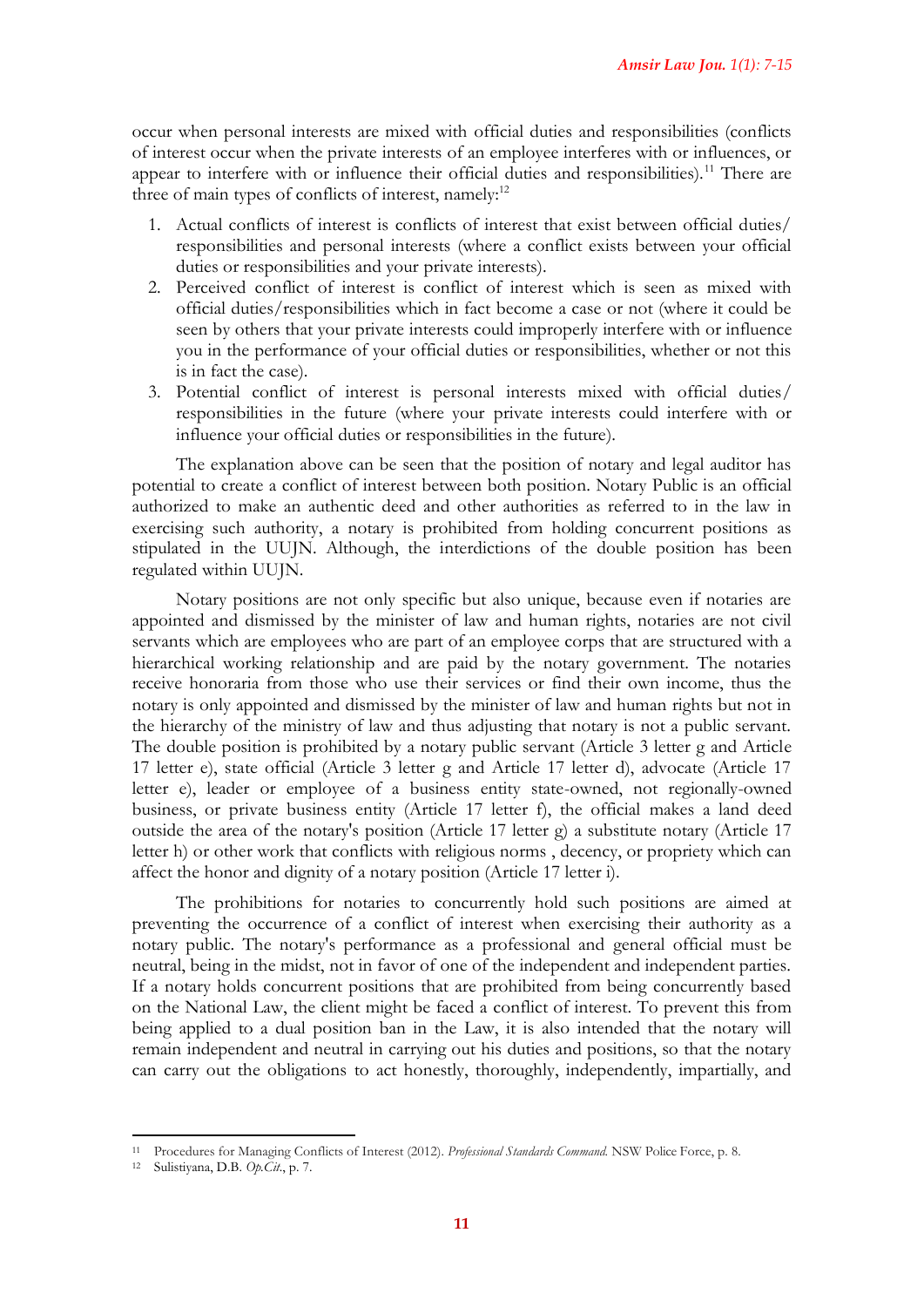occur when personal interests are mixed with official duties and responsibilities (conflicts of interest occur when the private interests of an employee interferes with or influences, or appear to interfere with or influence their official duties and responsibilities).[11] There are three of main types of conflicts of interest, namely:[12]

1. Actual conflicts of interest is conflicts of interest that exist between official duties/ responsibilities and personal interests (where a conflict exists between your official duties or responsibilities and your private interests).
2. Perceived conflict of interest is conflict of interest which is seen as mixed with official duties/responsibilities which in fact become a case or not (where it could be seen by others that your private interests could improperly interfere with or influence you in the performance of your official duties or responsibilities, whether or not this is in fact the case).
3. Potential conflict of interest is personal interests mixed with official duties/ responsibilities in the future (where your private interests could interfere with or influence your official duties or responsibilities in the future).

The explanation above can be seen that the position of notary and legal auditor has potential to create a conflict of interest between both position. Notary Public is an official authorized to make an authentic deed and other authorities as referred to in the law in exercising such authority, a notary is prohibited from holding concurrent positions as stipulated in the UUJN. Although, the interdictions of the double position has been regulated within UUJN.

Notary positions are not only specific but also unique, because even if notaries are appointed and dismissed by the minister of law and human rights, notaries are not civil servants which are employees who are part of an employee corps that are structured with a hierarchical working relationship and are paid by the notary government. The notaries receive honoraria from those who use their services or find their own income, thus the notary is only appointed and dismissed by the minister of law and human rights but not in the hierarchy of the ministry of law and thus adjusting that notary is not a public servant. The double position is prohibited by a notary public servant (Article 3 letter g and Article 17 letter e), state official (Article 3 letter g and Article 17 letter d), advocate (Article 17 letter e), leader or employee of a business entity state-owned, not regionally-owned business, or private business entity (Article 17 letter f), the official makes a land deed outside the area of the notary's position (Article 17 letter g) a substitute notary (Article 17 letter h) or other work that conflicts with religious norms , decency, or propriety which can affect the honor and dignity of a notary position (Article 17 letter i).

The prohibitions for notaries to concurrently hold such positions are aimed at preventing the occurrence of a conflict of interest when exercising their authority as a notary public. The notary's performance as a professional and general official must be neutral, being in the midst, not in favor of one of the independent and independent parties. If a notary holds concurrent positions that are prohibited from being concurrently based on the National Law, the client might be faced a conflict of interest. To prevent this from being applied to a dual position ban in the Law, it is also intended that the notary will remain independent and neutral in carrying out his duties and positions, so that the notary can carry out the obligations to act honestly, thoroughly, independently, impartially, and

---

[11] Procedures for Managing Conflicts of Interest (2012). *Professional Standards Command.* NSW Police Force, p. 8.

[12] Sulistiyana, D.B. *Op.Cit.*, p. 7.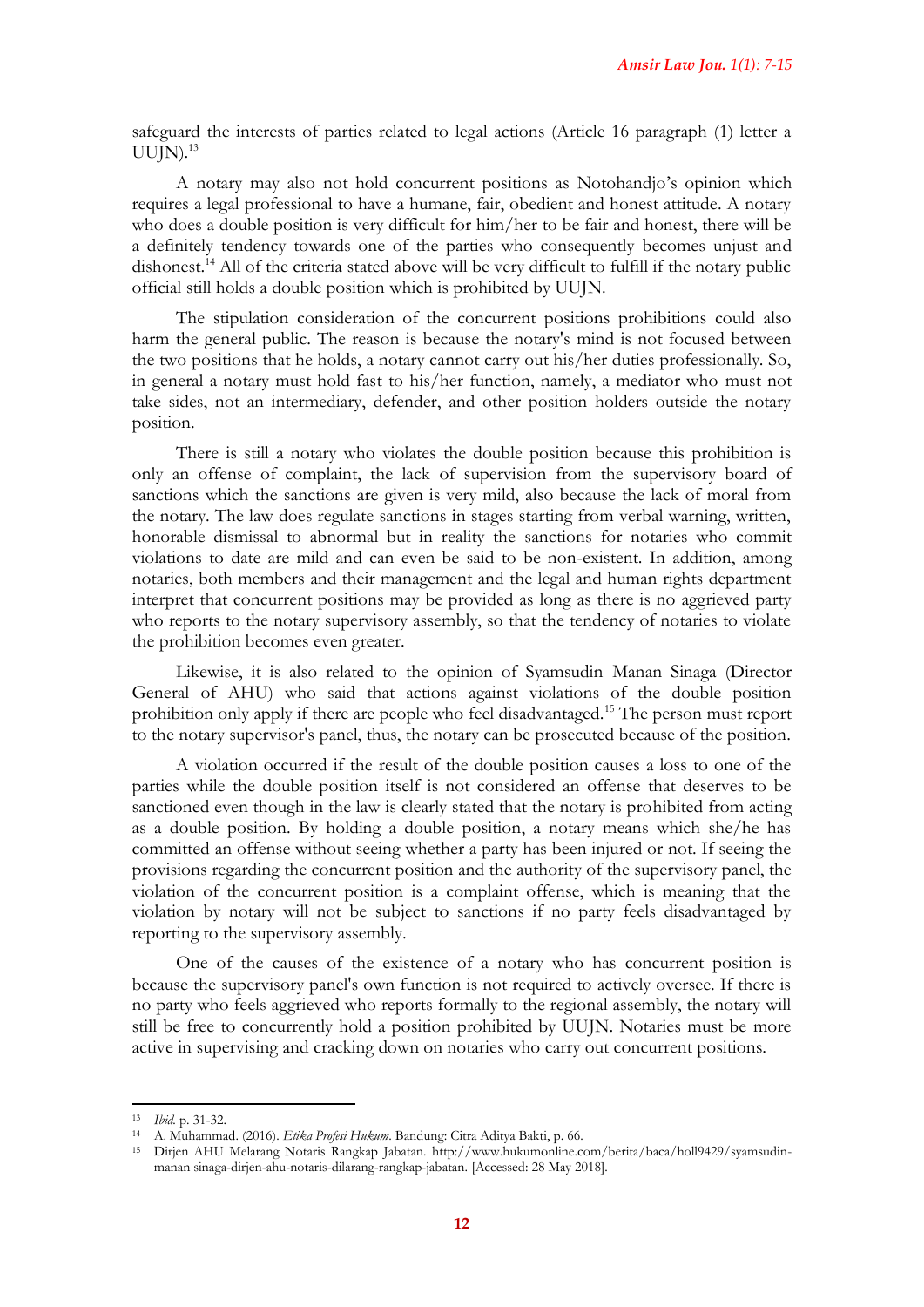safeguard the interests of parties related to legal actions (Article 16 paragraph (1) letter a UUJN).[13]

A notary may also not hold concurrent positions as Notohandjo's opinion which requires a legal professional to have a humane, fair, obedient and honest attitude. A notary who does a double position is very difficult for him/her to be fair and honest, there will be a definitely tendency towards one of the parties who consequently becomes unjust and dishonest.[14] All of the criteria stated above will be very difficult to fulfill if the notary public official still holds a double position which is prohibited by UUJN.

The stipulation consideration of the concurrent positions prohibitions could also harm the general public. The reason is because the notary's mind is not focused between the two positions that he holds, a notary cannot carry out his/her duties professionally. So, in general a notary must hold fast to his/her function, namely, a mediator who must not take sides, not an intermediary, defender, and other position holders outside the notary position.

There is still a notary who violates the double position because this prohibition is only an offense of complaint, the lack of supervision from the supervisory board of sanctions which the sanctions are given is very mild, also because the lack of moral from the notary. The law does regulate sanctions in stages starting from verbal warning, written, honorable dismissal to abnormal but in reality the sanctions for notaries who commit violations to date are mild and can even be said to be non-existent. In addition, among notaries, both members and their management and the legal and human rights department interpret that concurrent positions may be provided as long as there is no aggrieved party who reports to the notary supervisory assembly, so that the tendency of notaries to violate the prohibition becomes even greater.

Likewise, it is also related to the opinion of Syamsudin Manan Sinaga (Director General of AHU) who said that actions against violations of the double position prohibition only apply if there are people who feel disadvantaged.[15] The person must report to the notary supervisor's panel, thus, the notary can be prosecuted because of the position.

A violation occurred if the result of the double position causes a loss to one of the parties while the double position itself is not considered an offense that deserves to be sanctioned even though in the law is clearly stated that the notary is prohibited from acting as a double position. By holding a double position, a notary means which she/he has committed an offense without seeing whether a party has been injured or not. If seeing the provisions regarding the concurrent position and the authority of the supervisory panel, the violation of the concurrent position is a complaint offense, which is meaning that the violation by notary will not be subject to sanctions if no party feels disadvantaged by reporting to the supervisory assembly.

One of the causes of the existence of a notary who has concurrent position is because the supervisory panel's own function is not required to actively oversee. If there is no party who feels aggrieved who reports formally to the regional assembly, the notary will still be free to concurrently hold a position prohibited by UUJN. Notaries must be more active in supervising and cracking down on notaries who carry out concurrent positions.

---

[13] *Ibid.* p. 31-32.

[14] A. Muhammad. (2016). *Etika Profesi Hukum*. Bandung: Citra Aditya Bakti, p. 66.

[15] Dirjen AHU Melarang Notaris Rangkap Jabatan. http://www.hukumonline.com/berita/baca/holl9429/syamsudin-manan sinaga-dirjen-ahu-notaris-dilarang-rangkap-jabatan. [Accessed: 28 May 2018].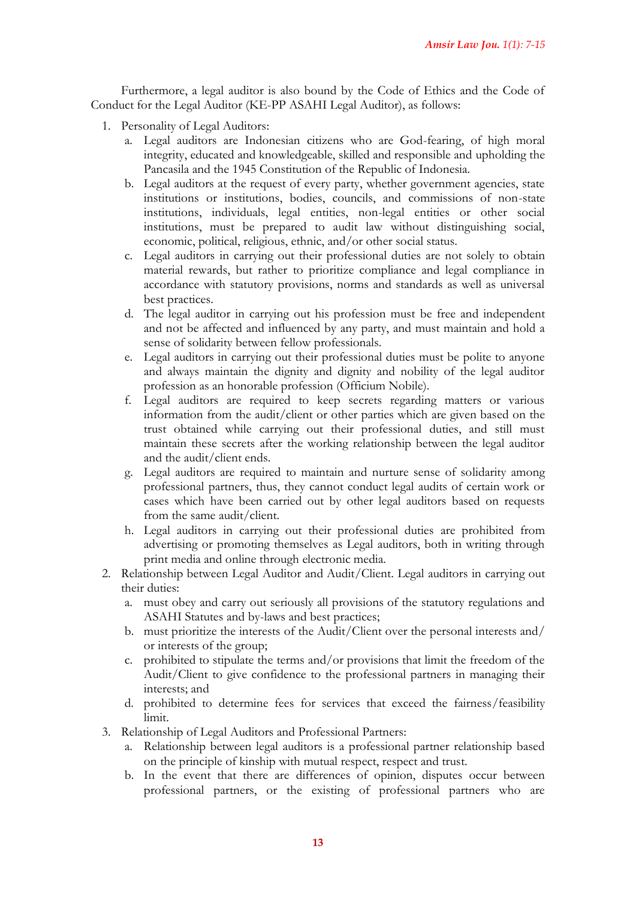Furthermore, a legal auditor is also bound by the Code of Ethics and the Code of Conduct for the Legal Auditor (KE-PP ASAHI Legal Auditor), as follows:

1. Personality of Legal Auditors:
   a. Legal auditors are Indonesian citizens who are God-fearing, of high moral integrity, educated and knowledgeable, skilled and responsible and upholding the Pancasila and the 1945 Constitution of the Republic of Indonesia.
   b. Legal auditors at the request of every party, whether government agencies, state institutions or institutions, bodies, councils, and commissions of non-state institutions, individuals, legal entities, non-legal entities or other social institutions, must be prepared to audit law without distinguishing social, economic, political, religious, ethnic, and/or other social status.
   c. Legal auditors in carrying out their professional duties are not solely to obtain material rewards, but rather to prioritize compliance and legal compliance in accordance with statutory provisions, norms and standards as well as universal best practices.
   d. The legal auditor in carrying out his profession must be free and independent and not be affected and influenced by any party, and must maintain and hold a sense of solidarity between fellow professionals.
   e. Legal auditors in carrying out their professional duties must be polite to anyone and always maintain the dignity and dignity and nobility of the legal auditor profession as an honorable profession (Officium Nobile).
   f. Legal auditors are required to keep secrets regarding matters or various information from the audit/client or other parties which are given based on the trust obtained while carrying out their professional duties, and still must maintain these secrets after the working relationship between the legal auditor and the audit/client ends.
   g. Legal auditors are required to maintain and nurture sense of solidarity among professional partners, thus, they cannot conduct legal audits of certain work or cases which have been carried out by other legal auditors based on requests from the same audit/client.
   h. Legal auditors in carrying out their professional duties are prohibited from advertising or promoting themselves as Legal auditors, both in writing through print media and online through electronic media.
2. Relationship between Legal Auditor and Audit/Client. Legal auditors in carrying out their duties:
   a. must obey and carry out seriously all provisions of the statutory regulations and ASAHI Statutes and by-laws and best practices;
   b. must prioritize the interests of the Audit/Client over the personal interests and/ or interests of the group;
   c. prohibited to stipulate the terms and/or provisions that limit the freedom of the Audit/Client to give confidence to the professional partners in managing their interests; and
   d. prohibited to determine fees for services that exceed the fairness/feasibility limit.
3. Relationship of Legal Auditors and Professional Partners:
   a. Relationship between legal auditors is a professional partner relationship based on the principle of kinship with mutual respect, respect and trust.
   b. In the event that there are differences of opinion, disputes occur between professional partners, or the existing of professional partners who are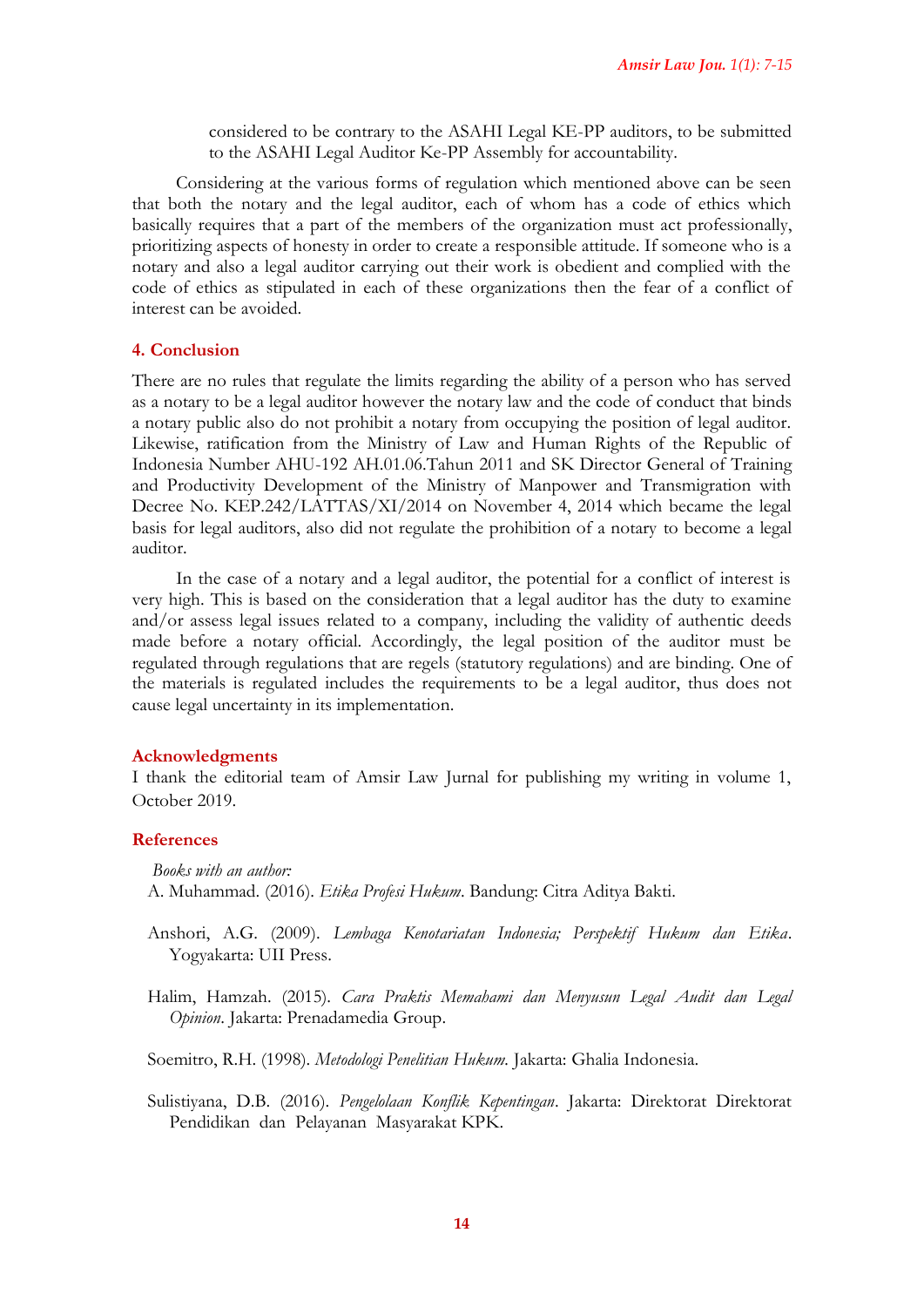considered to be contrary to the ASAHI Legal KE-PP auditors, to be submitted to the ASAHI Legal Auditor Ke-PP Assembly for accountability.

Considering at the various forms of regulation which mentioned above can be seen that both the notary and the legal auditor, each of whom has a code of ethics which basically requires that a part of the members of the organization must act professionally, prioritizing aspects of honesty in order to create a responsible attitude. If someone who is a notary and also a legal auditor carrying out their work is obedient and complied with the code of ethics as stipulated in each of these organizations then the fear of a conflict of interest can be avoided.

## 4. Conclusion

There are no rules that regulate the limits regarding the ability of a person who has served as a notary to be a legal auditor however the notary law and the code of conduct that binds a notary public also do not prohibit a notary from occupying the position of legal auditor. Likewise, ratification from the Ministry of Law and Human Rights of the Republic of Indonesia Number AHU-192 AH.01.06.Tahun 2011 and SK Director General of Training and Productivity Development of the Ministry of Manpower and Transmigration with Decree No. KEP.242/LATTAS/XI/2014 on November 4, 2014 which became the legal basis for legal auditors, also did not regulate the prohibition of a notary to become a legal auditor.

In the case of a notary and a legal auditor, the potential for a conflict of interest is very high. This is based on the consideration that a legal auditor has the duty to examine and/or assess legal issues related to a company, including the validity of authentic deeds made before a notary official. Accordingly, the legal position of the auditor must be regulated through regulations that are regels (statutory regulations) and are binding. One of the materials is regulated includes the requirements to be a legal auditor, thus does not cause legal uncertainty in its implementation.

## Acknowledgments

I thank the editorial team of Amsir Law Jurnal for publishing my writing in volume 1, October 2019.

## References

*Books with an author:*

A. Muhammad. (2016). *Etika Profesi Hukum*. Bandung: Citra Aditya Bakti.

Anshori, A.G. (2009). *Lembaga Kenotariatan Indonesia; Perspektif Hukum dan Etika*. Yogyakarta: UII Press.

Halim, Hamzah. (2015). *Cara Praktis Memahami dan Menyusun Legal Audit dan Legal Opinion*. Jakarta: Prenadamedia Group.

Soemitro, R.H. (1998). *Metodologi Penelitian Hukum*. Jakarta: Ghalia Indonesia.

Sulistiyana, D.B. (2016). *Pengelolaan Konflik Kepentingan*. Jakarta: Direktorat Direktorat Pendidikan dan Pelayanan Masyarakat KPK.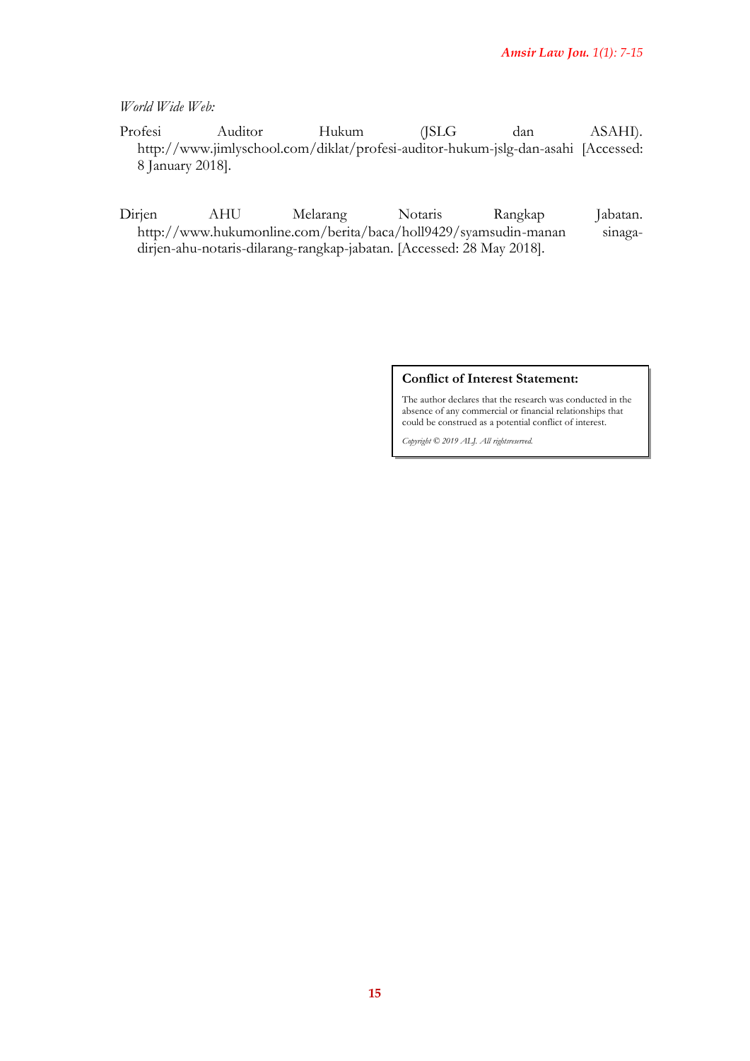*World Wide Web:*

Profesi Auditor Hukum (JSLG dan ASAHI). http://www.jimlyschool.com/diklat/profesi-auditor-hukum-jslg-dan-asahi [Accessed: 8 January 2018].

Dirjen AHU Melarang Notaris Rangkap Jabatan. http://www.hukumonline.com/berita/baca/holl9429/syamsudin-manan sinaga-dirjen-ahu-notaris-dilarang-rangkap-jabatan. [Accessed: 28 May 2018].

**Conflict of Interest Statement:**

The author declares that the research was conducted in the absence of any commercial or financial relationships that could be construed as a potential conflict of interest.

*Copyright © 2019 ALJ. All rightsreserved.*